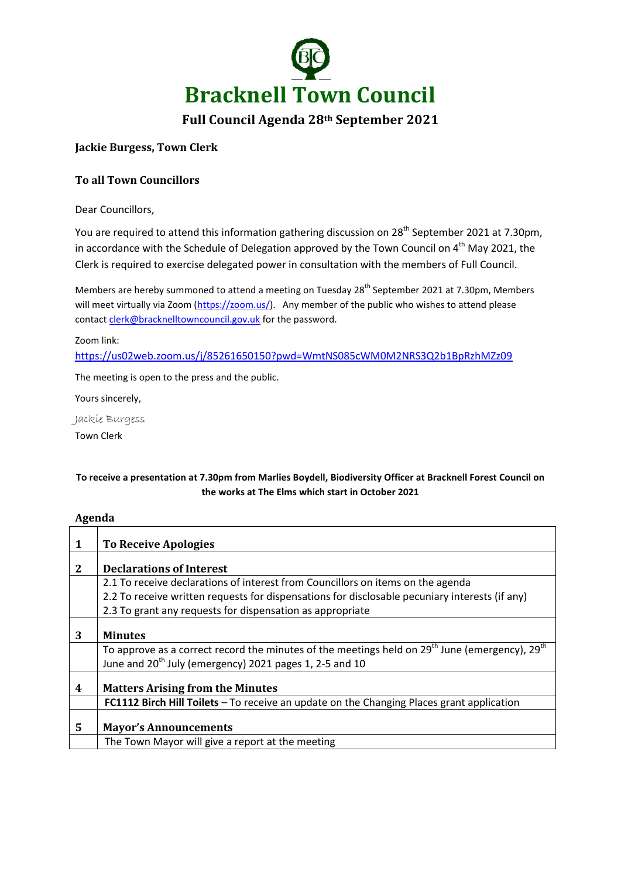# Bracknell Town Council

## Full Council Agenda 28th September 2021

**Jackie Burgess, Town Clerk**

**To all Town Councillors**

Dear Councillors,

You are required to attend this information gathering discussion on 28th September 2021 at 7.30pm, in accordance with the Schedule of Delegation approved by the Town Council on 4th May 2021, the Clerk is required to exercise delegated power in consultation with the members of Full Council.

Members are hereby summoned to attend a meeting on Tuesday 28th September 2021 at 7.30pm, Members will meet virtually via Zoom (https://zoom.us/). Any member of the public who wishes to attend please contact clerk@bracknelltowncouncil.gov.uk for the password.

Zoom link:

https://us02web.zoom.us/j/85261650150?pwd=WmtNS085cWM0M2NRS3Q2b1BpRzhMZz09

The meeting is open to the press and the public.

Yours sincerely,

*Jackie Burgess*

Town Clerk

**To receive a presentation at 7.30pm from Marlies Boydell, Biodiversity Officer at Bracknell Forest Council on the works at The Elms which start in October 2021**

**Agenda**

| | |
|---|---|
| **1** | **To Receive Apologies** |
| **2** | **Declarations of Interest** |
| | 2.1 To receive declarations of interest from Councillors on items on the agenda<br>2.2 To receive written requests for dispensations for disclosable pecuniary interests (if any)<br>2.3 To grant any requests for dispensation as appropriate |
| **3** | **Minutes** |
| | To approve as a correct record the minutes of the meetings held on 29th June (emergency), 29th June and 20th July (emergency) 2021 pages 1, 2-5 and 10 |
| **4** | **Matters Arising from the Minutes** |
| | **FC1112 Birch Hill Toilets** – To receive an update on the Changing Places grant application |
| **5** | **Mayor's Announcements** |
| | The Town Mayor will give a report at the meeting |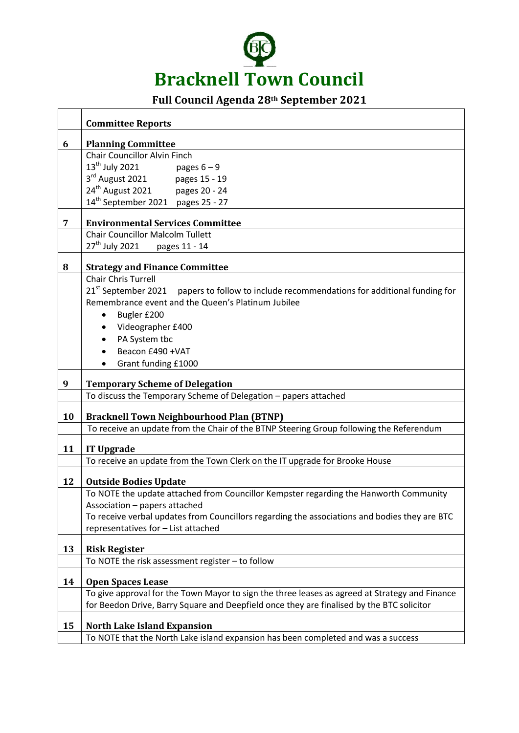# Bracknell Town Council

## Full Council Agenda 28th September 2021

| | Committee Reports |
|---|---|
| **6** | **Planning Committee** |
| | Chair Councillor Alvin Finch<br>13th July 2021 pages 6 – 9<br>3rd August 2021 pages 15 - 19<br>24th August 2021 pages 20 - 24<br>14th September 2021 pages 25 - 27 |
| **7** | **Environmental Services Committee** |
| | Chair Councillor Malcolm Tullett<br>27th July 2021 pages 11 - 14 |
| **8** | **Strategy and Finance Committee** |
| | Chair Chris Turrell<br>21st September 2021 papers to follow to include recommendations for additional funding for Remembrance event and the Queen's Platinum Jubilee<br>• Bugler £200<br>• Videographer £400<br>• PA System tbc<br>• Beacon £490 +VAT<br>• Grant funding £1000 |
| **9** | **Temporary Scheme of Delegation** |
| | To discuss the Temporary Scheme of Delegation – papers attached |
| **10** | **Bracknell Town Neighbourhood Plan (BTNP)** |
| | To receive an update from the Chair of the BTNP Steering Group following the Referendum |
| **11** | **IT Upgrade** |
| | To receive an update from the Town Clerk on the IT upgrade for Brooke House |
| **12** | **Outside Bodies Update** |
| | To NOTE the update attached from Councillor Kempster regarding the Hanworth Community Association – papers attached<br>To receive verbal updates from Councillors regarding the associations and bodies they are BTC representatives for – List attached |
| **13** | **Risk Register** |
| | To NOTE the risk assessment register – to follow |
| **14** | **Open Spaces Lease** |
| | To give approval for the Town Mayor to sign the three leases as agreed at Strategy and Finance for Beedon Drive, Barry Square and Deepfield once they are finalised by the BTC solicitor |
| **15** | **North Lake Island Expansion** |
| | To NOTE that the North Lake island expansion has been completed and was a success |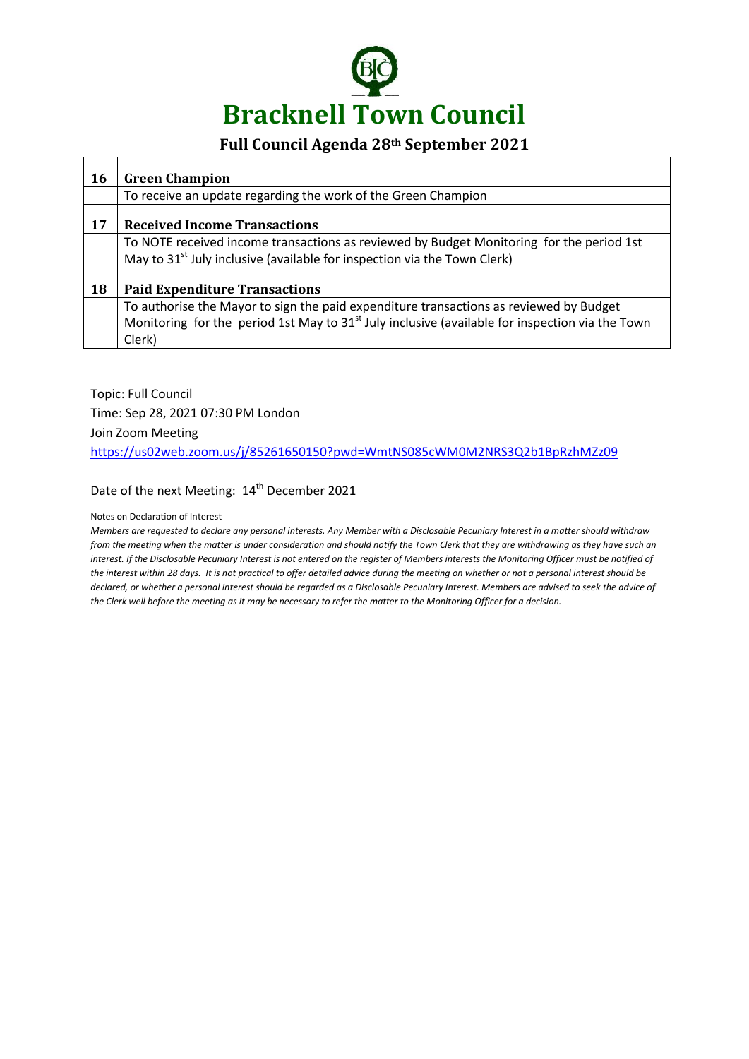# Bracknell Town Council

## Full Council Agenda 28th September 2021

| | |
|---|---|
| **16** | **Green Champion** |
| | To receive an update regarding the work of the Green Champion |
| **17** | **Received Income Transactions** |
| | To NOTE received income transactions as reviewed by Budget Monitoring for the period 1st May to 31st July inclusive (available for inspection via the Town Clerk) |
| **18** | **Paid Expenditure Transactions** |
| | To authorise the Mayor to sign the paid expenditure transactions as reviewed by Budget Monitoring for the period 1st May to 31st July inclusive (available for inspection via the Town Clerk) |

Topic: Full Council

Time: Sep 28, 2021 07:30 PM London

Join Zoom Meeting

https://us02web.zoom.us/j/85261650150?pwd=WmtNS085cWM0M2NRS3Q2b1BpRzhMZz09

Date of the next Meeting: 14th December 2021

Notes on Declaration of Interest

*Members are requested to declare any personal interests. Any Member with a Disclosable Pecuniary Interest in a matter should withdraw from the meeting when the matter is under consideration and should notify the Town Clerk that they are withdrawing as they have such an interest. If the Disclosable Pecuniary Interest is not entered on the register of Members interests the Monitoring Officer must be notified of the interest within 28 days. It is not practical to offer detailed advice during the meeting on whether or not a personal interest should be declared, or whether a personal interest should be regarded as a Disclosable Pecuniary Interest. Members are advised to seek the advice of the Clerk well before the meeting as it may be necessary to refer the matter to the Monitoring Officer for a decision.*